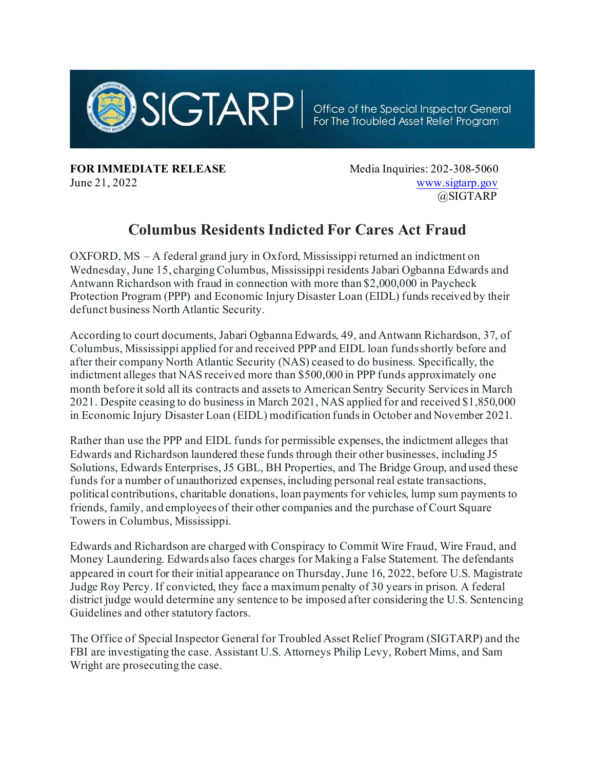SIGTARP | Office of the Special Inspector General For The Troubled Asset Relief Program

**FOR IMMEDIATE RELEASE**
June 21, 2022

Media Inquiries: 202-308-5060
www.sigtarp.gov
@SIGTARP

# Columbus Residents Indicted For Cares Act Fraud

OXFORD, MS – A federal grand jury in Oxford, Mississippi returned an indictment on Wednesday, June 15, charging Columbus, Mississippi residents Jabari Ogbanna Edwards and Antwann Richardson with fraud in connection with more than $2,000,000 in Paycheck Protection Program (PPP) and Economic Injury Disaster Loan (EIDL) funds received by their defunct business North Atlantic Security.

According to court documents, Jabari Ogbanna Edwards, 49, and Antwann Richardson, 37, of Columbus, Mississippi applied for and received PPP and EIDL loan funds shortly before and after their company North Atlantic Security (NAS) ceased to do business. Specifically, the indictment alleges that NAS received more than $500,000 in PPP funds approximately one month before it sold all its contracts and assets to American Sentry Security Services in March 2021. Despite ceasing to do business in March 2021, NAS applied for and received $1,850,000 in Economic Injury Disaster Loan (EIDL) modification funds in October and November 2021.

Rather than use the PPP and EIDL funds for permissible expenses, the indictment alleges that Edwards and Richardson laundered these funds through their other businesses, including J5 Solutions, Edwards Enterprises, J5 GBL, BH Properties, and The Bridge Group, and used these funds for a number of unauthorized expenses, including personal real estate transactions, political contributions, charitable donations, loan payments for vehicles, lump sum payments to friends, family, and employees of their other companies and the purchase of Court Square Towers in Columbus, Mississippi.

Edwards and Richardson are charged with Conspiracy to Commit Wire Fraud, Wire Fraud, and Money Laundering. Edwards also faces charges for Making a False Statement. The defendants appeared in court for their initial appearance on Thursday, June 16, 2022, before U.S. Magistrate Judge Roy Percy. If convicted, they face a maximum penalty of 30 years in prison. A federal district judge would determine any sentence to be imposed after considering the U.S. Sentencing Guidelines and other statutory factors.

The Office of Special Inspector General for Troubled Asset Relief Program (SIGTARP) and the FBI are investigating the case. Assistant U.S. Attorneys Philip Levy, Robert Mims, and Sam Wright are prosecuting the case.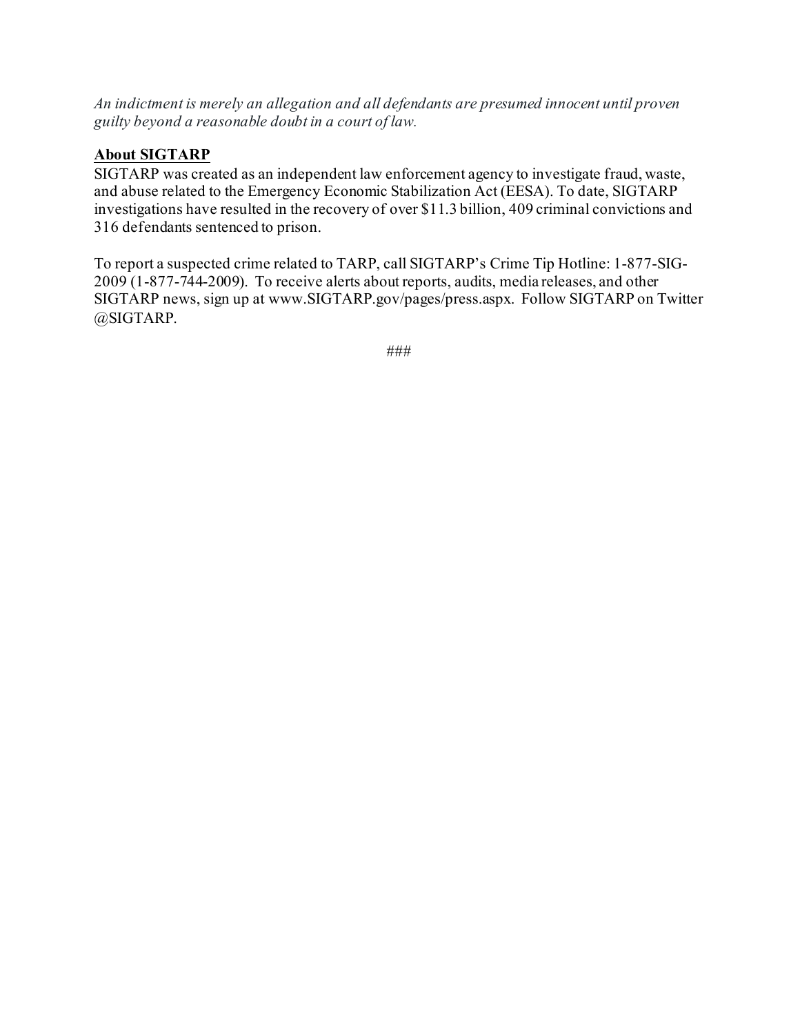*An indictment is merely an allegation and all defendants are presumed innocent until proven guilty beyond a reasonable doubt in a court of law.*

**About SIGTARP**

SIGTARP was created as an independent law enforcement agency to investigate fraud, waste, and abuse related to the Emergency Economic Stabilization Act (EESA). To date, SIGTARP investigations have resulted in the recovery of over $11.3 billion, 409 criminal convictions and 316 defendants sentenced to prison.

To report a suspected crime related to TARP, call SIGTARP's Crime Tip Hotline: 1-877-SIG-2009 (1-877-744-2009). To receive alerts about reports, audits, media releases, and other SIGTARP news, sign up at www.SIGTARP.gov/pages/press.aspx. Follow SIGTARP on Twitter @SIGTARP.

###